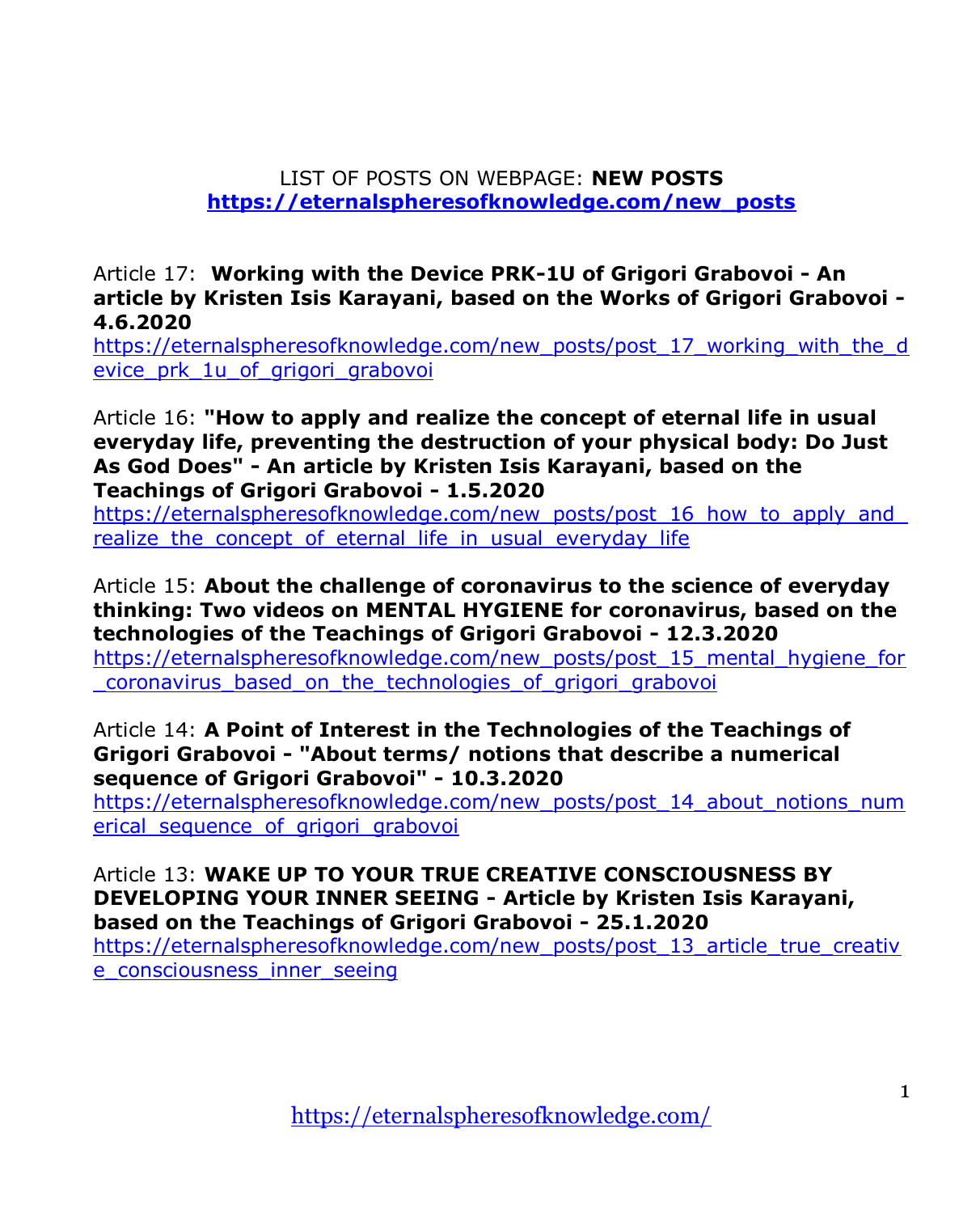LIST OF POSTS ON WEBPAGE: **NEW POSTS**
**https://eternalspheresofknowledge.com/new_posts**

Article 17: **Working with the Device PRK-1U of Grigori Grabovoi - An article by Kristen Isis Karayani, based on the Works of Grigori Grabovoi - 4.6.2020**
https://eternalspheresofknowledge.com/new_posts/post_17_working_with_the_device_prk_1u_of_grigori_grabovoi

Article 16: **"How to apply and realize the concept of eternal life in usual everyday life, preventing the destruction of your physical body: Do Just As God Does" - An article by Kristen Isis Karayani, based on the Teachings of Grigori Grabovoi - 1.5.2020**
https://eternalspheresofknowledge.com/new_posts/post_16_how_to_apply_and_realize_the_concept_of_eternal_life_in_usual_everyday_life

Article 15: **About the challenge of coronavirus to the science of everyday thinking: Two videos on MENTAL HYGIENE for coronavirus, based on the technologies of the Teachings of Grigori Grabovoi - 12.3.2020**
https://eternalspheresofknowledge.com/new_posts/post_15_mental_hygiene_for_coronavirus_based_on_the_technologies_of_grigori_grabovoi

Article 14: **A Point of Interest in the Technologies of the Teachings of Grigori Grabovoi - "About terms/ notions that describe a numerical sequence of Grigori Grabovoi" - 10.3.2020**
https://eternalspheresofknowledge.com/new_posts/post_14_about_notions_numerical_sequence_of_grigori_grabovoi

Article 13: **WAKE UP TO YOUR TRUE CREATIVE CONSCIOUSNESS BY DEVELOPING YOUR INNER SEEING - Article by Kristen Isis Karayani, based on the Teachings of Grigori Grabovoi - 25.1.2020**
https://eternalspheresofknowledge.com/new_posts/post_13_article_true_creative_consciousness_inner_seeing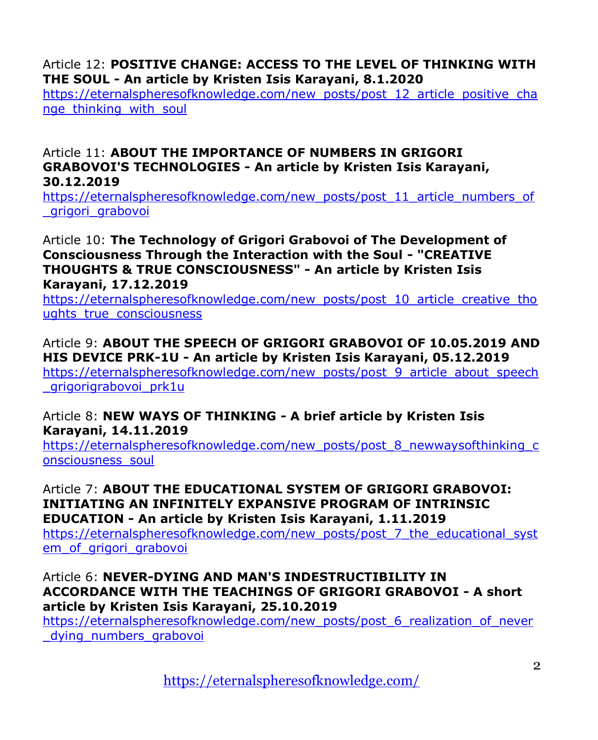Article 12: **POSITIVE CHANGE: ACCESS TO THE LEVEL OF THINKING WITH THE SOUL - An article by Kristen Isis Karayani, 8.1.2020**
https://eternalspheresofknowledge.com/new_posts/post_12_article_positive_change_thinking_with_soul

Article 11: **ABOUT THE IMPORTANCE OF NUMBERS IN GRIGORI GRABOVOI'S TECHNOLOGIES - An article by Kristen Isis Karayani, 30.12.2019**
https://eternalspheresofknowledge.com/new_posts/post_11_article_numbers_of_grigori_grabovoi

Article 10: **The Technology of Grigori Grabovoi of The Development of Consciousness Through the Interaction with the Soul - "CREATIVE THOUGHTS & TRUE CONSCIOUSNESS" - An article by Kristen Isis Karayani, 17.12.2019**
https://eternalspheresofknowledge.com/new_posts/post_10_article_creative_thoughts_true_consciousness

Article 9: **ABOUT THE SPEECH OF GRIGORI GRABOVOI OF 10.05.2019 AND HIS DEVICE PRK-1U - An article by Kristen Isis Karayani, 05.12.2019**
https://eternalspheresofknowledge.com/new_posts/post_9_article_about_speech_grigorigrabovoi_prk1u

Article 8: **NEW WAYS OF THINKING - A brief article by Kristen Isis Karayani, 14.11.2019**
https://eternalspheresofknowledge.com/new_posts/post_8_newwaysofthinking_consciousness_soul

Article 7: **ABOUT THE EDUCATIONAL SYSTEM OF GRIGORI GRABOVOI: INITIATING AN INFINITELY EXPANSIVE PROGRAM OF INTRINSIC EDUCATION - An article by Kristen Isis Karayani, 1.11.2019**
https://eternalspheresofknowledge.com/new_posts/post_7_the_educational_system_of_grigori_grabovoi

Article 6: **NEVER-DYING AND MAN'S INDESTRUCTIBILITY IN ACCORDANCE WITH THE TEACHINGS OF GRIGORI GRABOVOI - A short article by Kristen Isis Karayani, 25.10.2019**
https://eternalspheresofknowledge.com/new_posts/post_6_realization_of_never_dying_numbers_grabovoi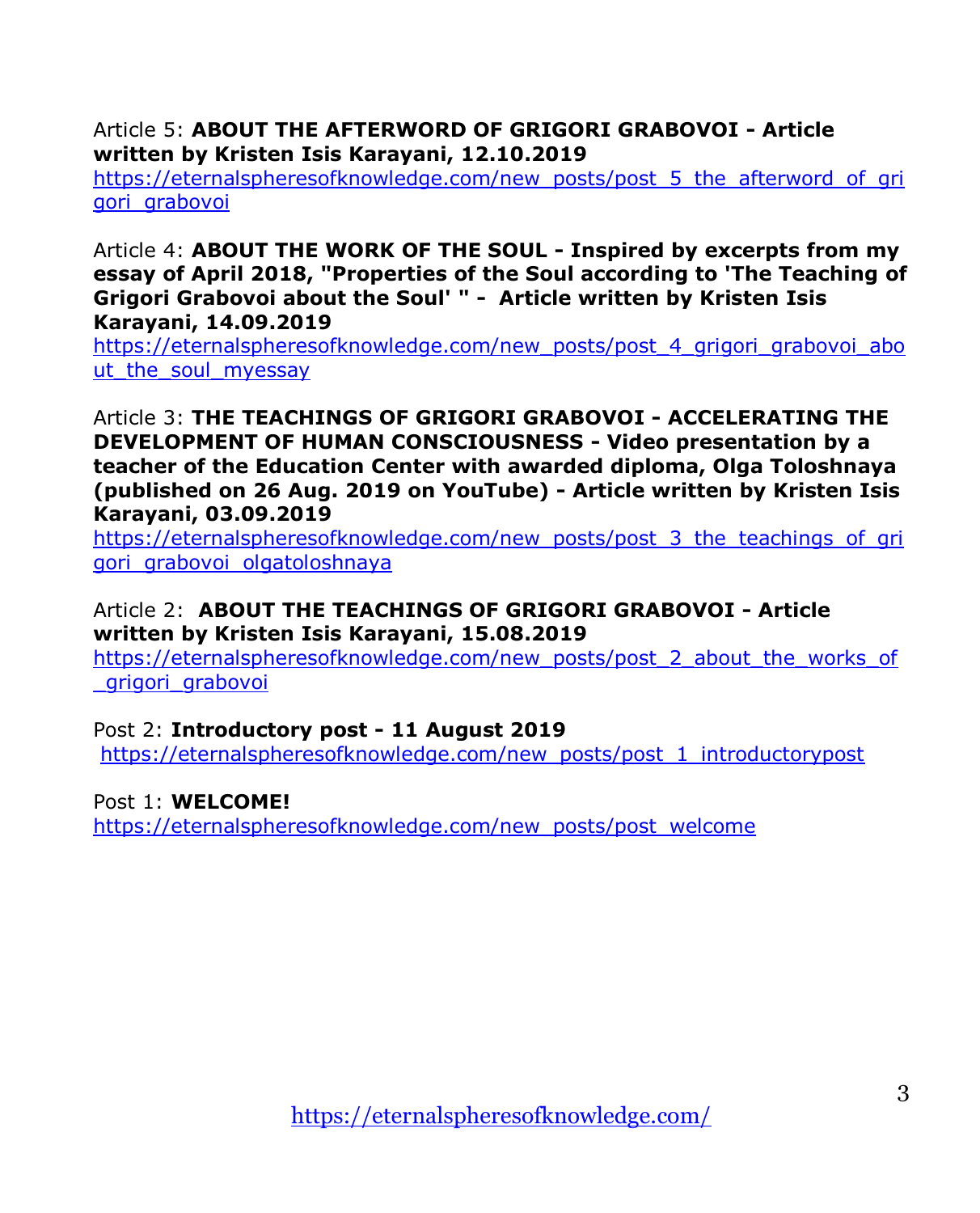Article 5: **ABOUT THE AFTERWORD OF GRIGORI GRABOVOI - Article written by Kristen Isis Karayani, 12.10.2019**
https://eternalspheresofknowledge.com/new_posts/post_5_the_afterword_of_grigori_grabovoi

Article 4: **ABOUT THE WORK OF THE SOUL - Inspired by excerpts from my essay of April 2018, "Properties of the Soul according to 'The Teaching of Grigori Grabovoi about the Soul' " - Article written by Kristen Isis Karayani, 14.09.2019**
https://eternalspheresofknowledge.com/new_posts/post_4_grigori_grabovoi_about_the_soul_myessay

Article 3: **THE TEACHINGS OF GRIGORI GRABOVOI - ACCELERATING THE DEVELOPMENT OF HUMAN CONSCIOUSNESS - Video presentation by a teacher of the Education Center with awarded diploma, Olga Toloshnaya (published on 26 Aug. 2019 on YouTube) - Article written by Kristen Isis Karayani, 03.09.2019**
https://eternalspheresofknowledge.com/new_posts/post_3_the_teachings_of_grigori_grabovoi_olgatoloshnaya

Article 2: **ABOUT THE TEACHINGS OF GRIGORI GRABOVOI - Article written by Kristen Isis Karayani, 15.08.2019**
https://eternalspheresofknowledge.com/new_posts/post_2_about_the_works_of_grigori_grabovoi

Post 2: **Introductory post - 11 August 2019**
https://eternalspheresofknowledge.com/new_posts/post_1_introductorypost

Post 1: **WELCOME!**
https://eternalspheresofknowledge.com/new_posts/post_welcome